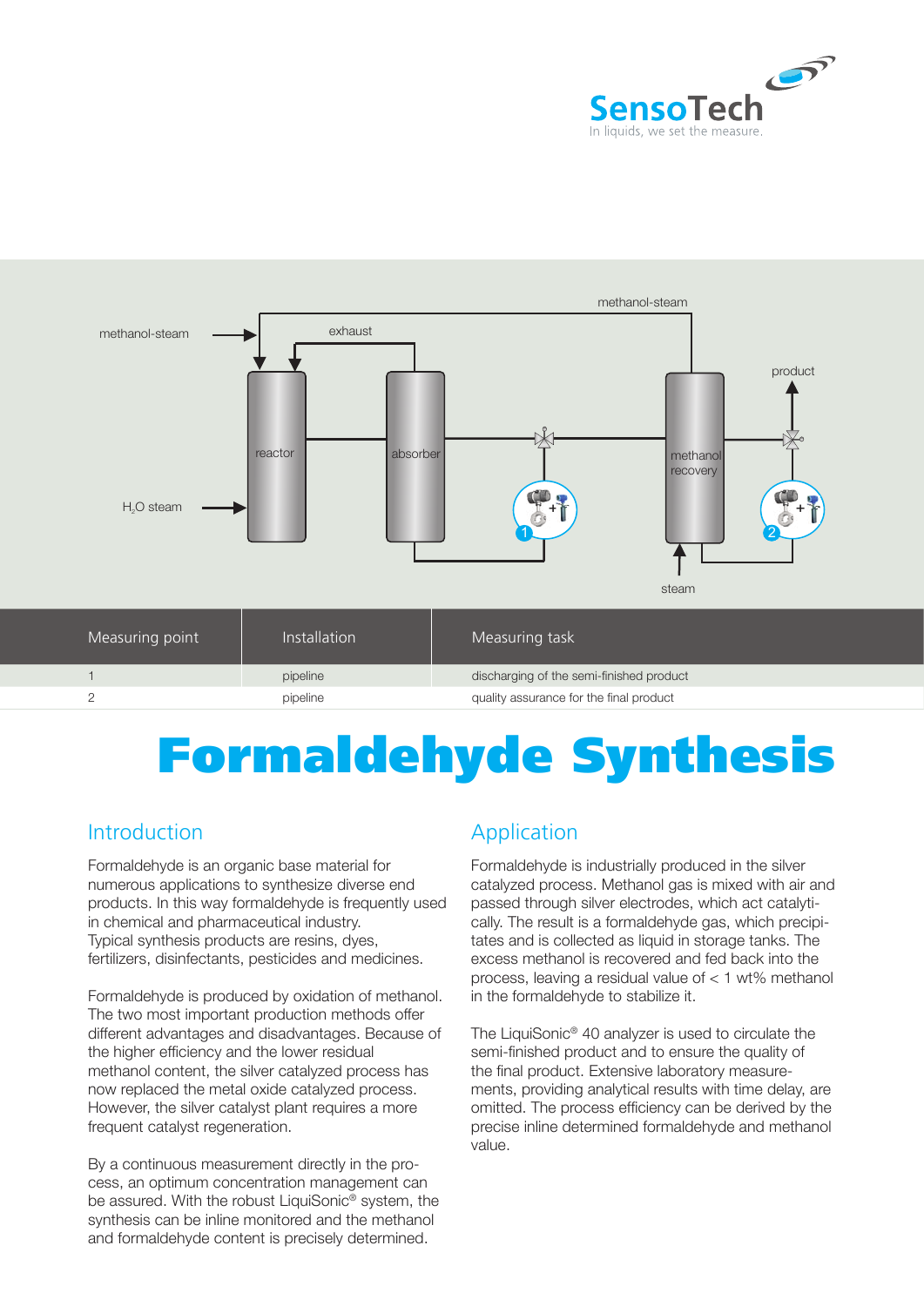# Formaldehyde Synthesis

| Measuring point | Installation | Measuring task |
|---|---|---|
| 1 | pipeline | discharging of the semi-finished product |
| 2 | pipeline | quality assurance for the final product |

## Introduction

Formaldehyde is an organic base material for numerous applications to synthesize diverse end products. In this way formaldehyde is frequently used in chemical and pharmaceutical industry. Typical synthesis products are resins, dyes, fertilizers, disinfectants, pesticides and medicines.

Formaldehyde is produced by oxidation of methanol. The two most important production methods offer different advantages and disadvantages. Because of the higher efficiency and the lower residual methanol content, the silver catalyzed process has now replaced the metal oxide catalyzed process. However, the silver catalyst plant requires a more frequent catalyst regeneration.

By a continuous measurement directly in the process, an optimum concentration management can be assured. With the robust LiquiSonic® system, the synthesis can be inline monitored and the methanol and formaldehyde content is precisely determined.

## Application

Formaldehyde is industrially produced in the silver catalyzed process. Methanol gas is mixed with air and passed through silver electrodes, which act catalytically. The result is a formaldehyde gas, which precipitates and is collected as liquid in storage tanks. The excess methanol is recovered and fed back into the process, leaving a residual value of < 1 wt% methanol in the formaldehyde to stabilize it.

The LiquiSonic® 40 analyzer is used to circulate the semi-finished product and to ensure the quality of the final product. Extensive laboratory measurements, providing analytical results with time delay, are omitted. The process efficiency can be derived by the precise inline determined formaldehyde and methanol value.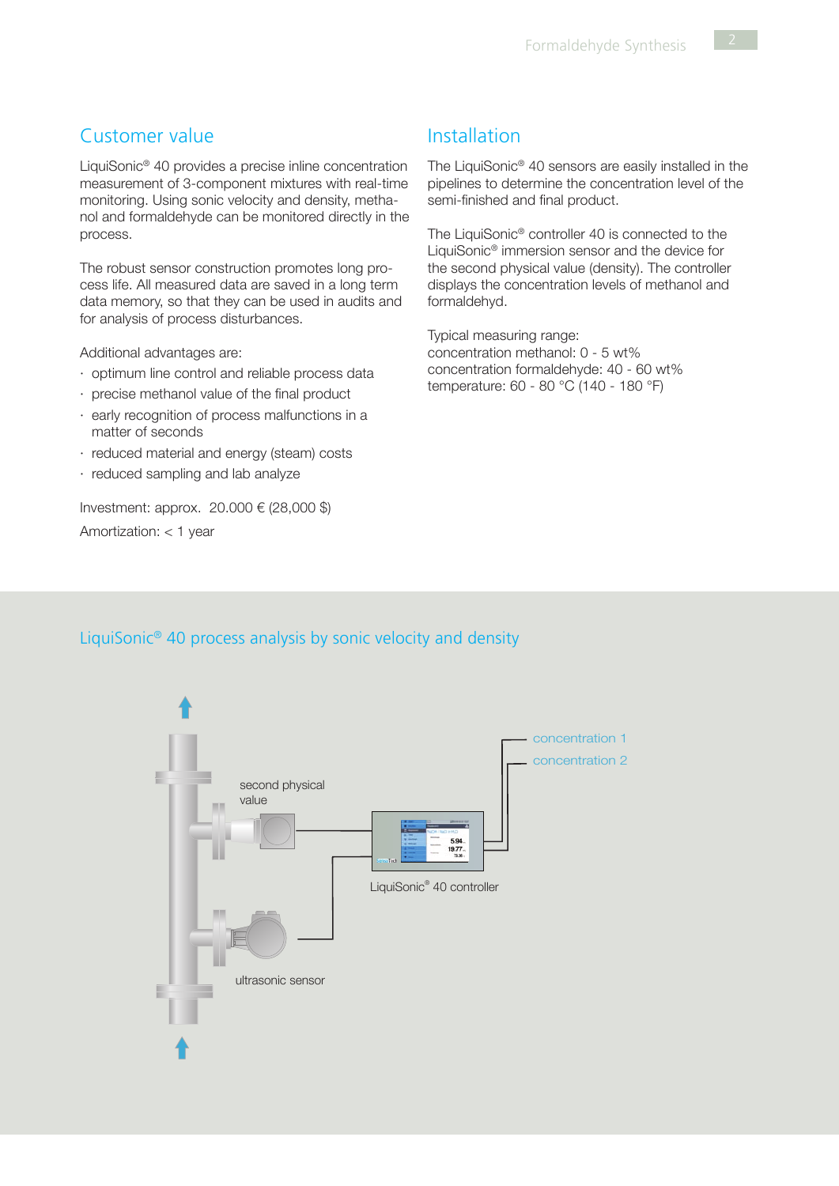## Customer value

LiquiSonic® 40 provides a precise inline concentration measurement of 3-component mixtures with real-time monitoring. Using sonic velocity and density, methanol and formaldehyde can be monitored directly in the process.

The robust sensor construction promotes long process life. All measured data are saved in a long term data memory, so that they can be used in audits and for analysis of process disturbances.

Additional advantages are:

- optimum line control and reliable process data
- precise methanol value of the final product
- early recognition of process malfunctions in a matter of seconds
- reduced material and energy (steam) costs
- reduced sampling and lab analyze

Investment: approx. 20.000 € (28,000 $)

Amortization: < 1 year

## Installation

The LiquiSonic® 40 sensors are easily installed in the pipelines to determine the concentration level of the semi-finished and final product.

The LiquiSonic® controller 40 is connected to the LiquiSonic® immersion sensor and the device for the second physical value (density). The controller displays the concentration levels of methanol and formaldehyd.

Typical measuring range:
concentration methanol: 0 - 5 wt%
concentration formaldehyde: 40 - 60 wt%
temperature: 60 - 80 °C (140 - 180 °F)

## LiquiSonic® 40 process analysis by sonic velocity and density

second physical value

ultrasonic sensor

LiquiSonic® 40 controller

concentration 1

concentration 2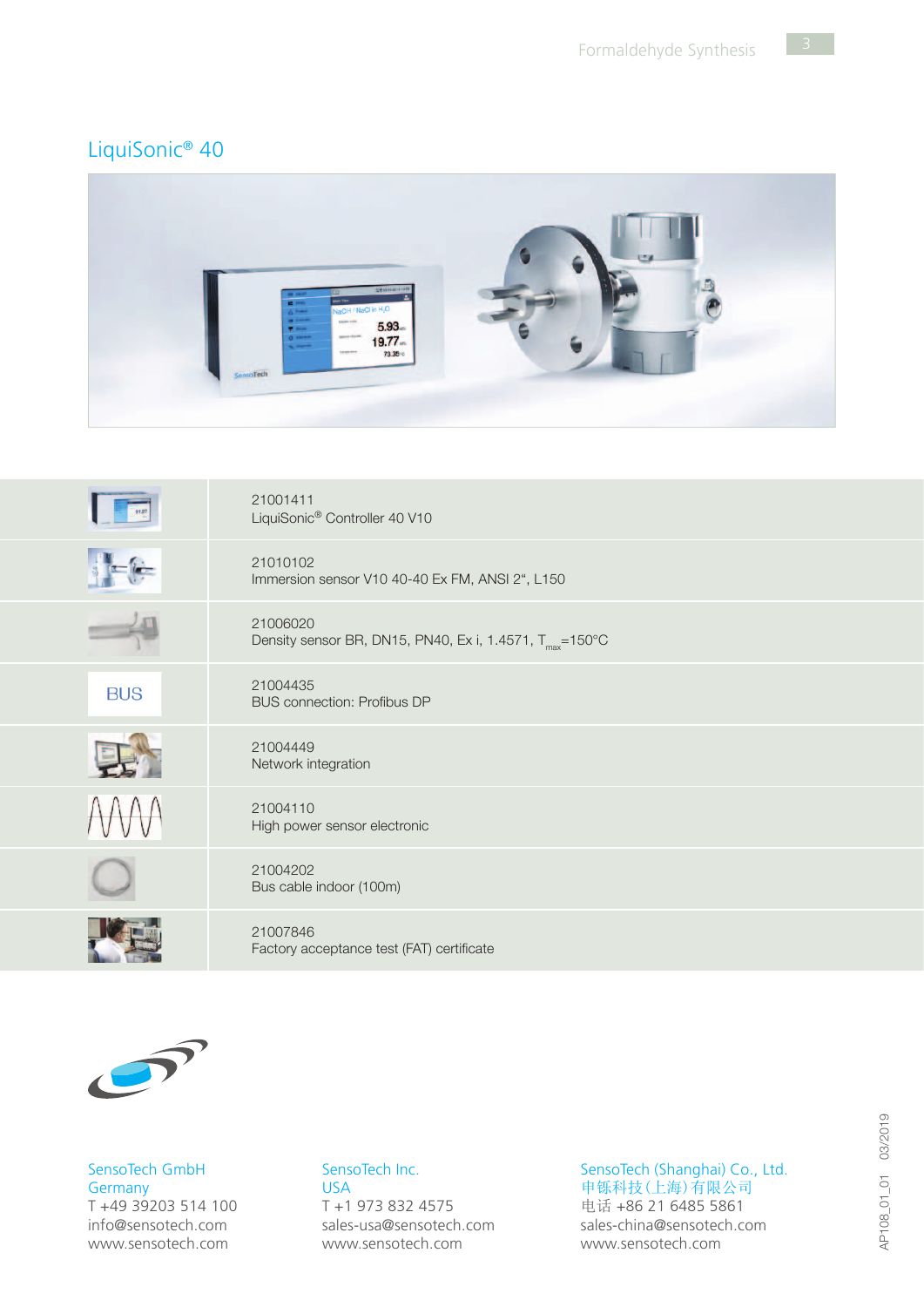## LiquiSonic® 40

| | |
|---|---|
| | 21001411<br>LiquiSonic® Controller 40 V10 |
| | 21010102<br>Immersion sensor V10 40-40 Ex FM, ANSI 2", L150 |
| | 21006020<br>Density sensor BR, DN15, PN40, Ex i, 1.4571, $T_{max}$=150°C |
| BUS | 21004435<br>BUS connection: Profibus DP |
| | 21004449<br>Network integration |
| | 21004110<br>High power sensor electronic |
| | 21004202<br>Bus cable indoor (100m) |
| | 21007846<br>Factory acceptance test (FAT) certificate |

SensoTech GmbH
Germany
T +49 39203 514 100
info@sensotech.com
www.sensotech.com

SensoTech Inc.
USA
T +1 973 832 4575
sales-usa@sensotech.com
www.sensotech.com

SensoTech (Shanghai) Co., Ltd.
申铄科技(上海)有限公司
电话 +86 21 6485 5861
sales-china@sensotech.com
www.sensotech.com

AP108_01_01 03/2019